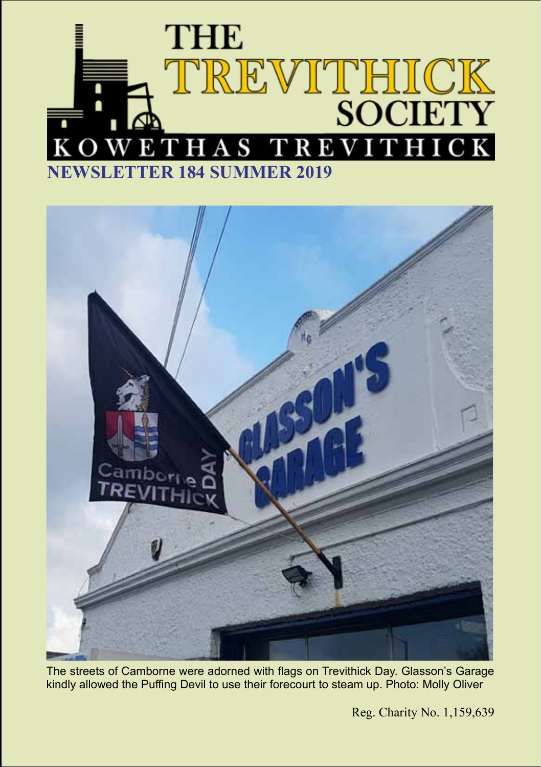# THE TREVITHICK SOCIETY

KOWETHAS TREVITHICK

## NEWSLETTER 184 SUMMER 2019

The streets of Camborne were adorned with flags on Trevithick Day. Glasson's Garage kindly allowed the Puffing Devil to use their forecourt to steam up. Photo: Molly Oliver

Reg. Charity No. 1,159,639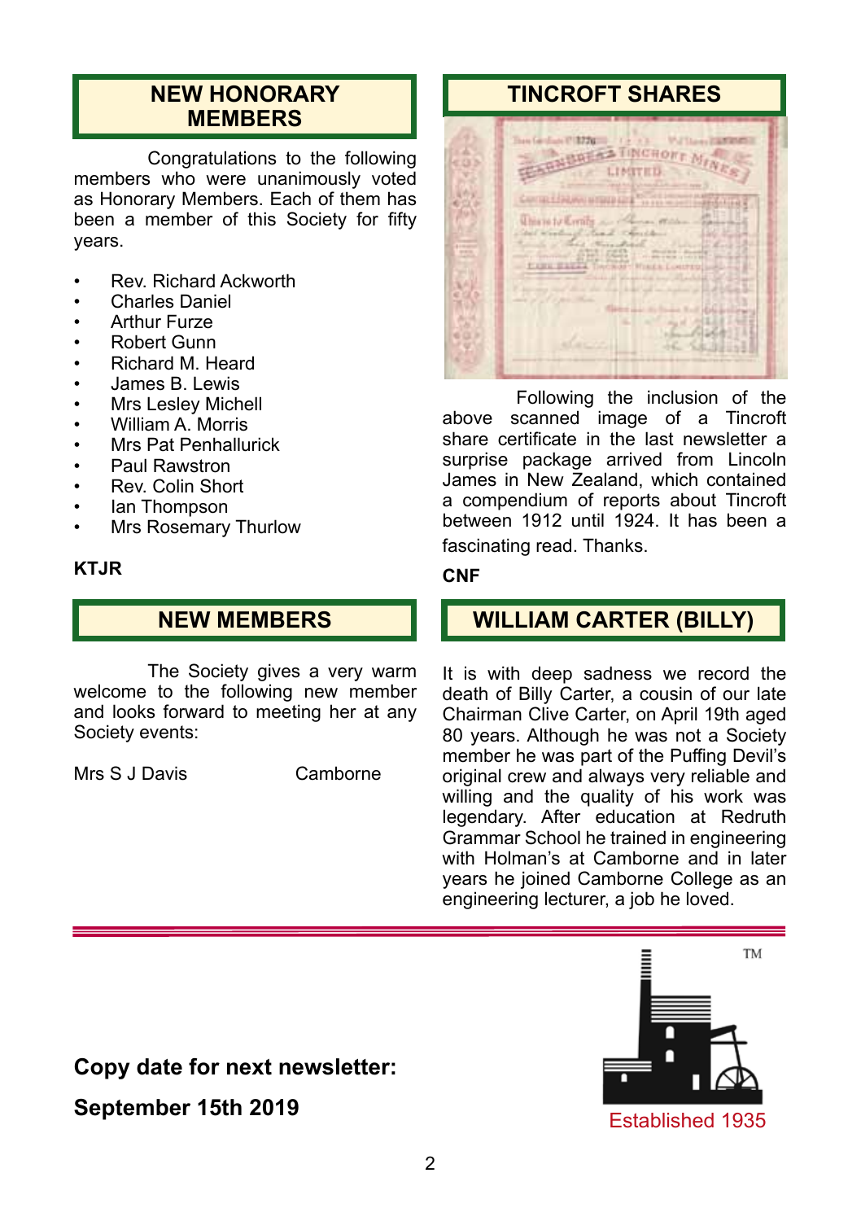## NEW HONORARY MEMBERS

Congratulations to the following members who were unanimously voted as Honorary Members. Each of them has been a member of this Society for fifty years.

- Rev. Richard Ackworth
- Charles Daniel
- Arthur Furze
- Robert Gunn
- Richard M. Heard
- James B. Lewis
- Mrs Lesley Michell
- William A. Morris
- Mrs Pat Penhallurick
- Paul Rawstron
- Rev. Colin Short
- Ian Thompson
- Mrs Rosemary Thurlow

**KTJR**

## NEW MEMBERS

The Society gives a very warm welcome to the following new member and looks forward to meeting her at any Society events:

Mrs S J Davis Camborne

## TINCROFT SHARES

Following the inclusion of the above scanned image of a Tincroft share certificate in the last newsletter a surprise package arrived from Lincoln James in New Zealand, which contained a compendium of reports about Tincroft between 1912 until 1924. It has been a fascinating read. Thanks.

**CNF**

## WILLIAM CARTER (BILLY)

It is with deep sadness we record the death of Billy Carter, a cousin of our late Chairman Clive Carter, on April 19th aged 80 years. Although he was not a Society member he was part of the Puffing Devil's original crew and always very reliable and willing and the quality of his work was legendary. After education at Redruth Grammar School he trained in engineering with Holman's at Camborne and in later years he joined Camborne College as an engineering lecturer, a job he loved.

**Copy date for next newsletter:**

**September 15th 2019**

TM

Established 1935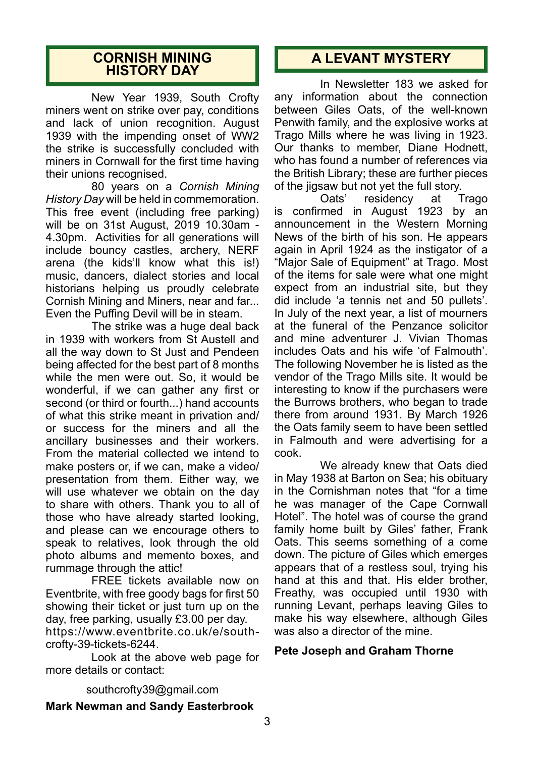## CORNISH MINING HISTORY DAY

New Year 1939, South Crofty miners went on strike over pay, conditions and lack of union recognition. August 1939 with the impending onset of WW2 the strike is successfully concluded with miners in Cornwall for the first time having their unions recognised.

80 years on a *Cornish Mining History Day* will be held in commemoration. This free event (including free parking) will be on 31st August, 2019 10.30am - 4.30pm. Activities for all generations will include bouncy castles, archery, NERF arena (the kids'll know what this is!) music, dancers, dialect stories and local historians helping us proudly celebrate Cornish Mining and Miners, near and far... Even the Puffing Devil will be in steam.

The strike was a huge deal back in 1939 with workers from St Austell and all the way down to St Just and Pendeen being affected for the best part of 8 months while the men were out. So, it would be wonderful, if we can gather any first or second (or third or fourth...) hand accounts of what this strike meant in privation and/or success for the miners and all the ancillary businesses and their workers. From the material collected we intend to make posters or, if we can, make a video/presentation from them. Either way, we will use whatever we obtain on the day to share with others. Thank you to all of those who have already started looking, and please can we encourage others to speak to relatives, look through the old photo albums and memento boxes, and rummage through the attic!

FREE tickets available now on Eventbrite, with free goody bags for first 50 showing their ticket or just turn up on the day, free parking, usually £3.00 per day. https://www.eventbrite.co.uk/e/south-crofty-39-tickets-6244.

Look at the above web page for more details or contact:

southcrofty39@gmail.com

**Mark Newman and Sandy Easterbrook**

## A LEVANT MYSTERY

In Newsletter 183 we asked for any information about the connection between Giles Oats, of the well-known Penwith family, and the explosive works at Trago Mills where he was living in 1923. Our thanks to member, Diane Hodnett, who has found a number of references via the British Library; these are further pieces of the jigsaw but not yet the full story.

Oats' residency at Trago is confirmed in August 1923 by an announcement in the Western Morning News of the birth of his son. He appears again in April 1924 as the instigator of a "Major Sale of Equipment" at Trago. Most of the items for sale were what one might expect from an industrial site, but they did include 'a tennis net and 50 pullets'. In July of the next year, a list of mourners at the funeral of the Penzance solicitor and mine adventurer J. Vivian Thomas includes Oats and his wife 'of Falmouth'. The following November he is listed as the vendor of the Trago Mills site. It would be interesting to know if the purchasers were the Burrows brothers, who began to trade there from around 1931. By March 1926 the Oats family seem to have been settled in Falmouth and were advertising for a cook.

We already knew that Oats died in May 1938 at Barton on Sea; his obituary in the Cornishman notes that "for a time he was manager of the Cape Cornwall Hotel". The hotel was of course the grand family home built by Giles' father, Frank Oats. This seems something of a come down. The picture of Giles which emerges appears that of a restless soul, trying his hand at this and that. His elder brother, Freathy, was occupied until 1930 with running Levant, perhaps leaving Giles to make his way elsewhere, although Giles was also a director of the mine.

**Pete Joseph and Graham Thorne**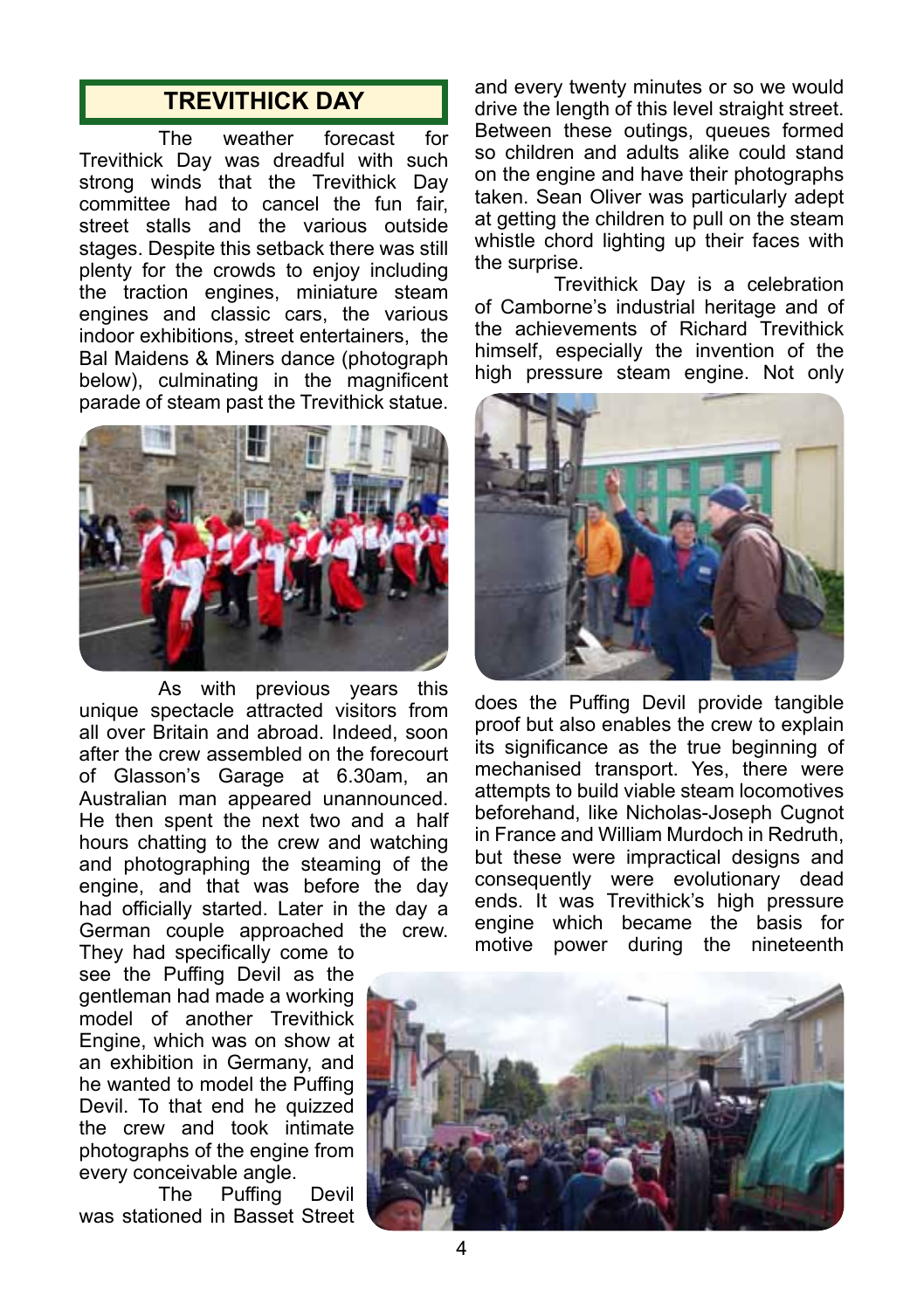## TREVITHICK DAY

The weather forecast for Trevithick Day was dreadful with such strong winds that the Trevithick Day committee had to cancel the fun fair, street stalls and the various outside stages. Despite this setback there was still plenty for the crowds to enjoy including the traction engines, miniature steam engines and classic cars, the various indoor exhibitions, street entertainers, the Bal Maidens & Miners dance (photograph below), culminating in the magnificent parade of steam past the Trevithick statue.

As with previous years this unique spectacle attracted visitors from all over Britain and abroad. Indeed, soon after the crew assembled on the forecourt of Glasson's Garage at 6.30am, an Australian man appeared unannounced. He then spent the next two and a half hours chatting to the crew and watching and photographing the steaming of the engine, and that was before the day had officially started. Later in the day a German couple approached the crew. They had specifically come to see the Puffing Devil as the gentleman had made a working model of another Trevithick Engine, which was on show at an exhibition in Germany, and he wanted to model the Puffing Devil. To that end he quizzed the crew and took intimate photographs of the engine from every conceivable angle.

The Puffing Devil was stationed in Basset Street and every twenty minutes or so we would drive the length of this level straight street. Between these outings, queues formed so children and adults alike could stand on the engine and have their photographs taken. Sean Oliver was particularly adept at getting the children to pull on the steam whistle chord lighting up their faces with the surprise.

Trevithick Day is a celebration of Camborne's industrial heritage and of the achievements of Richard Trevithick himself, especially the invention of the high pressure steam engine. Not only does the Puffing Devil provide tangible proof but also enables the crew to explain its significance as the true beginning of mechanised transport. Yes, there were attempts to build viable steam locomotives beforehand, like Nicholas-Joseph Cugnot in France and William Murdoch in Redruth, but these were impractical designs and consequently were evolutionary dead ends. It was Trevithick's high pressure engine which became the basis for motive power during the nineteenth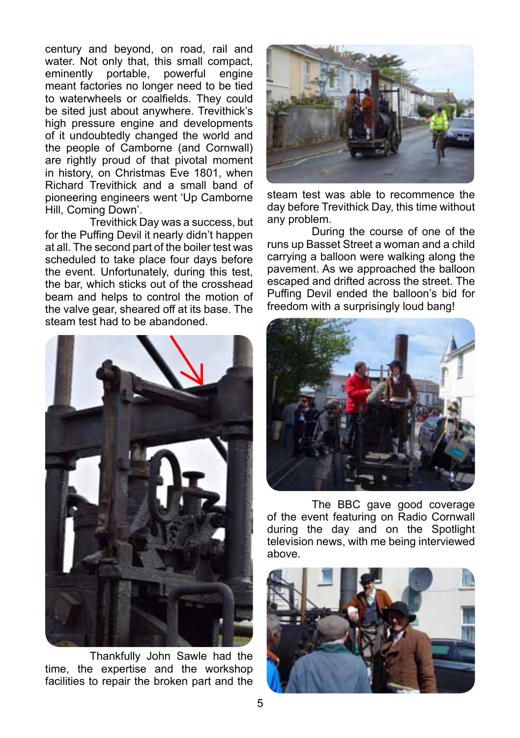century and beyond, on road, rail and water. Not only that, this small compact, eminently portable, powerful engine meant factories no longer need to be tied to waterwheels or coalfields. They could be sited just about anywhere. Trevithick's high pressure engine and developments of it undoubtedly changed the world and the people of Camborne (and Cornwall) are rightly proud of that pivotal moment in history, on Christmas Eve 1801, when Richard Trevithick and a small band of pioneering engineers went 'Up Camborne Hill, Coming Down'.

Trevithick Day was a success, but for the Puffing Devil it nearly didn't happen at all. The second part of the boiler test was scheduled to take place four days before the event. Unfortunately, during this test, the bar, which sticks out of the crosshead beam and helps to control the motion of the valve gear, sheared off at its base. The steam test had to be abandoned.

Thankfully John Sawle had the time, the expertise and the workshop facilities to repair the broken part and the steam test was able to recommence the day before Trevithick Day, this time without any problem.

During the course of one of the runs up Basset Street a woman and a child carrying a balloon were walking along the pavement. As we approached the balloon escaped and drifted across the street. The Puffing Devil ended the balloon's bid for freedom with a surprisingly loud bang!

The BBC gave good coverage of the event featuring on Radio Cornwall during the day and on the Spotlight television news, with me being interviewed above.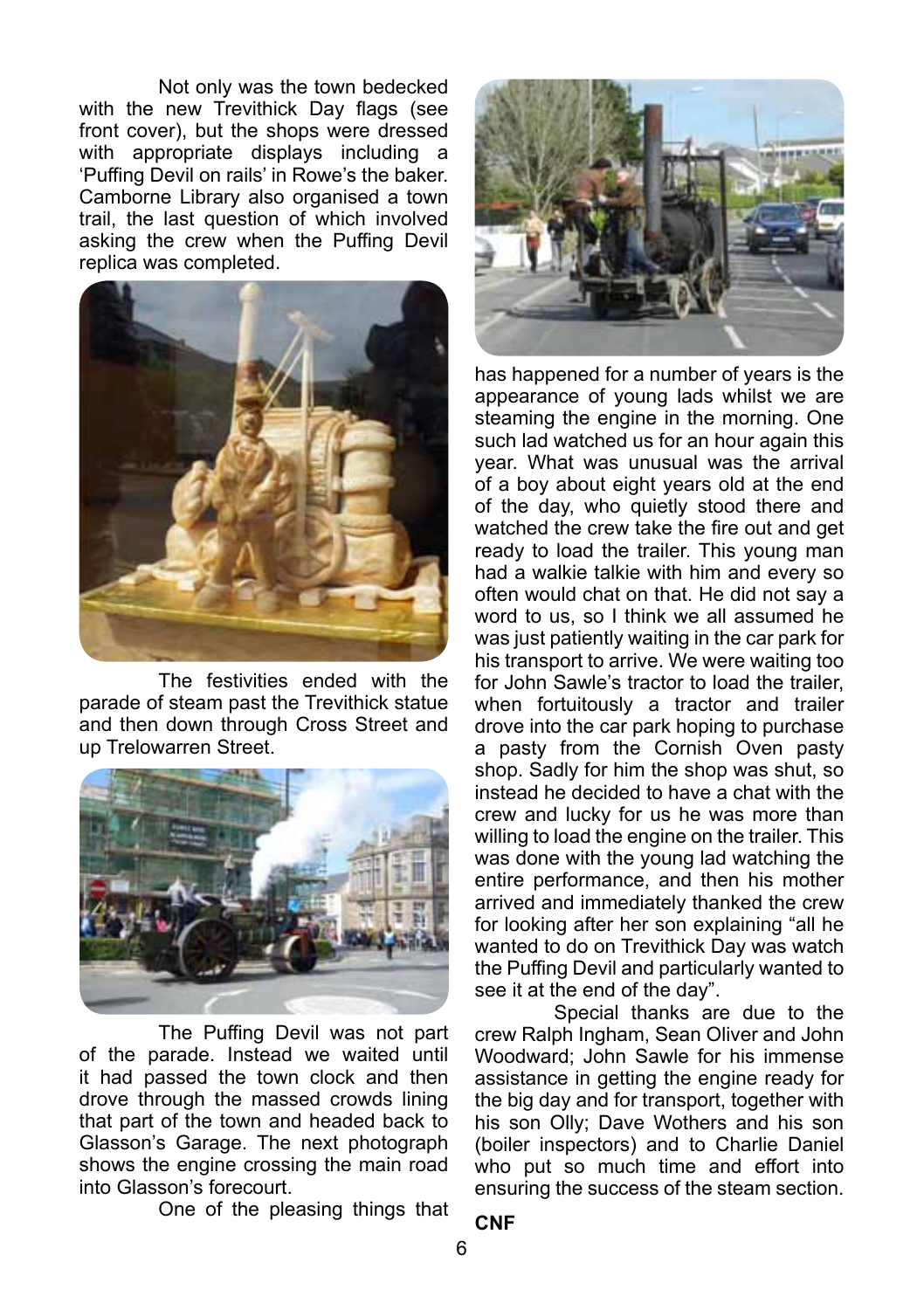Not only was the town bedecked with the new Trevithick Day flags (see front cover), but the shops were dressed with appropriate displays including a 'Puffing Devil on rails' in Rowe's the baker. Camborne Library also organised a town trail, the last question of which involved asking the crew when the Puffing Devil replica was completed.

The festivities ended with the parade of steam past the Trevithick statue and then down through Cross Street and up Trelowarren Street.

The Puffing Devil was not part of the parade. Instead we waited until it had passed the town clock and then drove through the massed crowds lining that part of the town and headed back to Glasson's Garage. The next photograph shows the engine crossing the main road into Glasson's forecourt.

One of the pleasing things that has happened for a number of years is the appearance of young lads whilst we are steaming the engine in the morning. One such lad watched us for an hour again this year. What was unusual was the arrival of a boy about eight years old at the end of the day, who quietly stood there and watched the crew take the fire out and get ready to load the trailer. This young man had a walkie talkie with him and every so often would chat on that. He did not say a word to us, so I think we all assumed he was just patiently waiting in the car park for his transport to arrive. We were waiting too for John Sawle's tractor to load the trailer, when fortuitously a tractor and trailer drove into the car park hoping to purchase a pasty from the Cornish Oven pasty shop. Sadly for him the shop was shut, so instead he decided to have a chat with the crew and lucky for us he was more than willing to load the engine on the trailer. This was done with the young lad watching the entire performance, and then his mother arrived and immediately thanked the crew for looking after her son explaining "all he wanted to do on Trevithick Day was watch the Puffing Devil and particularly wanted to see it at the end of the day".

Special thanks are due to the crew Ralph Ingham, Sean Oliver and John Woodward; John Sawle for his immense assistance in getting the engine ready for the big day and for transport, together with his son Olly; Dave Wothers and his son (boiler inspectors) and to Charlie Daniel who put so much time and effort into ensuring the success of the steam section.

**CNF**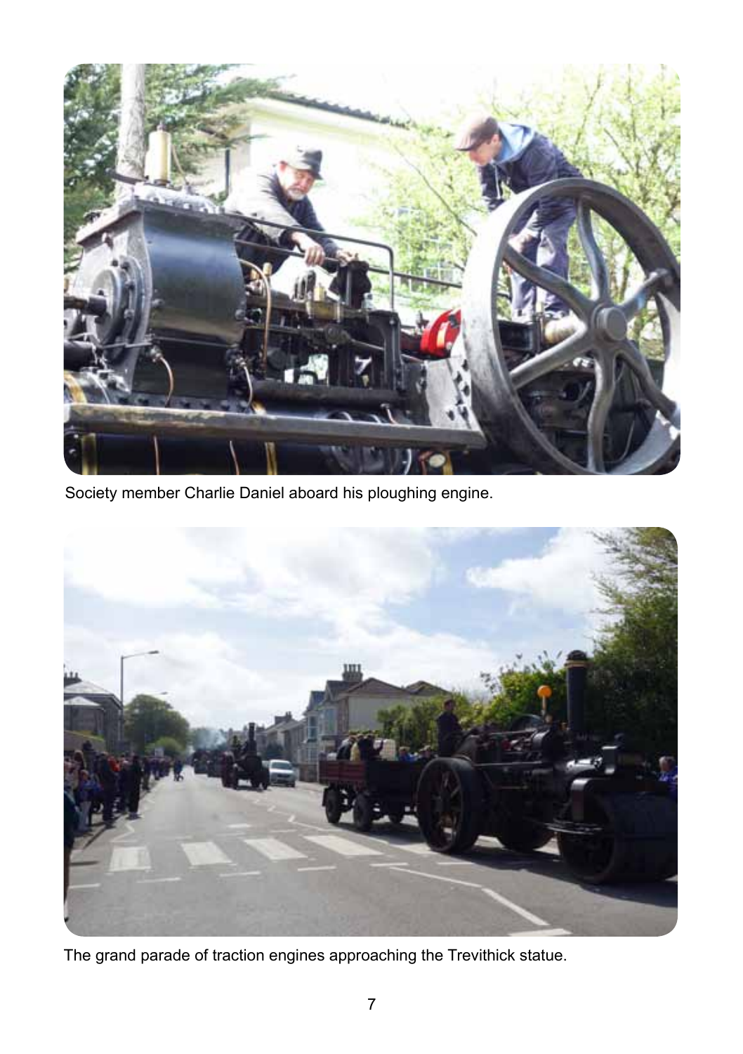Society member Charlie Daniel aboard his ploughing engine.

The grand parade of traction engines approaching the Trevithick statue.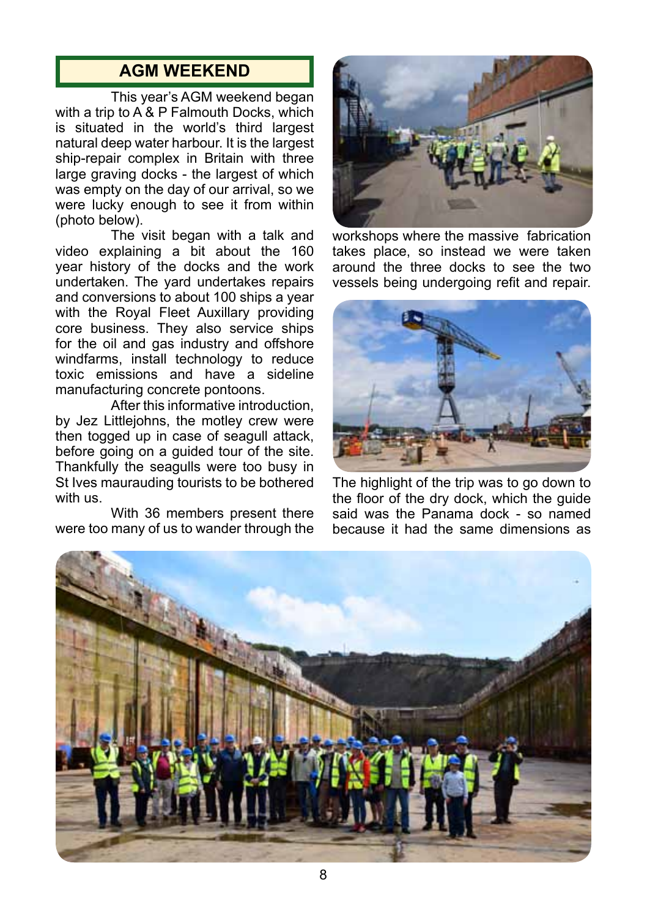## AGM WEEKEND

This year's AGM weekend began with a trip to A & P Falmouth Docks, which is situated in the world's third largest natural deep water harbour. It is the largest ship-repair complex in Britain with three large graving docks - the largest of which was empty on the day of our arrival, so we were lucky enough to see it from within (photo below).

The visit began with a talk and video explaining a bit about the 160 year history of the docks and the work undertaken. The yard undertakes repairs and conversions to about 100 ships a year with the Royal Fleet Auxillary providing core business. They also service ships for the oil and gas industry and offshore windfarms, install technology to reduce toxic emissions and have a sideline manufacturing concrete pontoons.

After this informative introduction, by Jez Littlejohns, the motley crew were then togged up in case of seagull attack, before going on a guided tour of the site. Thankfully the seagulls were too busy in St Ives mauarauding tourists to be bothered with us.

With 36 members present there were too many of us to wander through the workshops where the massive fabrication takes place, so instead we were taken around the three docks to see the two vessels being undergoing refit and repair.

The highlight of the trip was to go down to the floor of the dry dock, which the guide said was the Panama dock - so named because it had the same dimensions as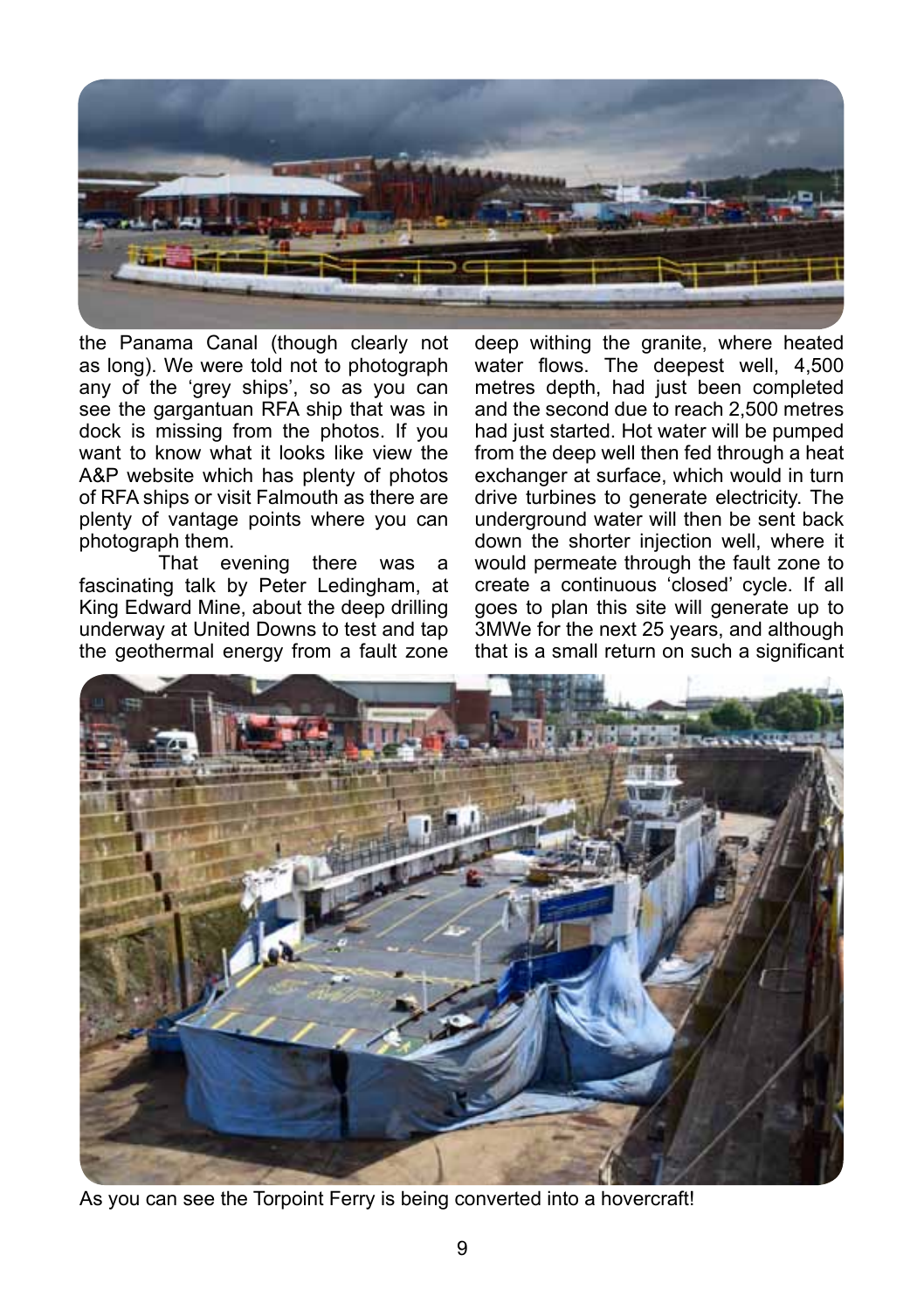the Panama Canal (though clearly not as long). We were told not to photograph any of the 'grey ships', so as you can see the gargantuan RFA ship that was in dock is missing from the photos. If you want to know what it looks like view the A&P website which has plenty of photos of RFA ships or visit Falmouth as there are plenty of vantage points where you can photograph them.

That evening there was a fascinating talk by Peter Ledingham, at King Edward Mine, about the deep drilling underway at United Downs to test and tap the geothermal energy from a fault zone deep withing the granite, where heated water flows. The deepest well, 4,500 metres depth, had just been completed and the second due to reach 2,500 metres had just started. Hot water will be pumped from the deep well then fed through a heat exchanger at surface, which would in turn drive turbines to generate electricity. The underground water will then be sent back down the shorter injection well, where it would permeate through the fault zone to create a continuous 'closed' cycle. If all goes to plan this site will generate up to 3MWe for the next 25 years, and although that is a small return on such a significant

As you can see the Torpoint Ferry is being converted into a hovercraft!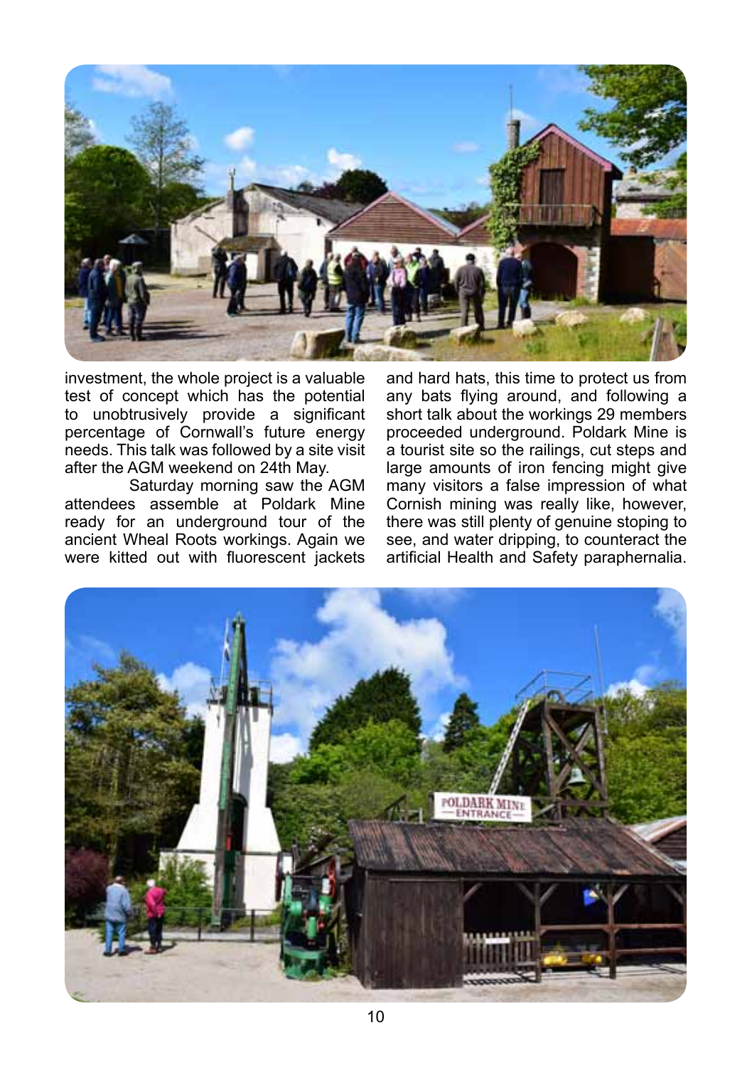investment, the whole project is a valuable test of concept which has the potential to unobtrusively provide a significant percentage of Cornwall's future energy needs. This talk was followed by a site visit after the AGM weekend on 24th May.

Saturday morning saw the AGM attendees assemble at Poldark Mine ready for an underground tour of the ancient Wheal Roots workings. Again we were kitted out with fluorescent jackets and hard hats, this time to protect us from any bats flying around, and following a short talk about the workings 29 members proceeded underground. Poldark Mine is a tourist site so the railings, cut steps and large amounts of iron fencing might give many visitors a false impression of what Cornish mining was really like, however, there was still plenty of genuine stoping to see, and water dripping, to counteract the artificial Health and Safety paraphernalia.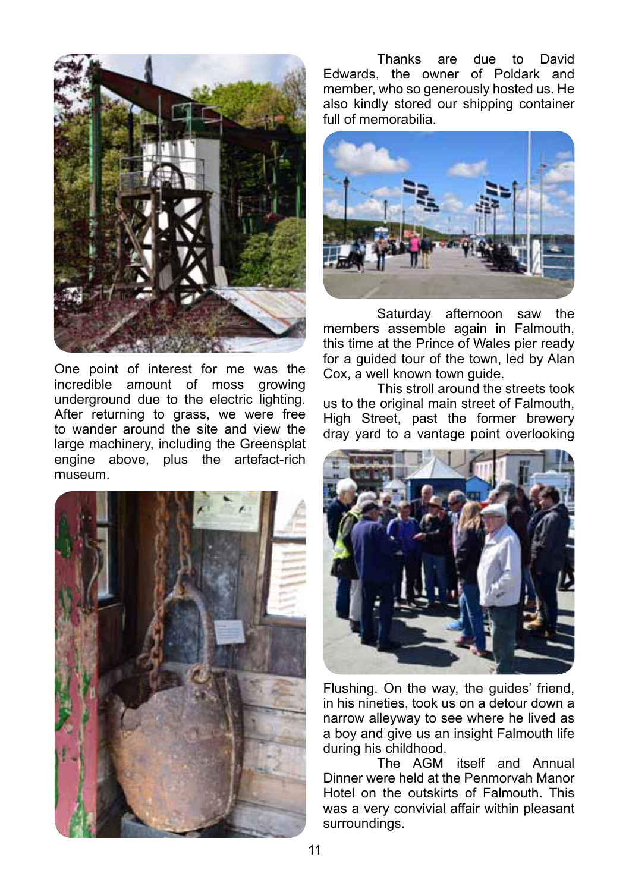One point of interest for me was the incredible amount of moss growing underground due to the electric lighting. After returning to grass, we were free to wander around the site and view the large machinery, including the Greensplat engine above, plus the artefact-rich museum.

Thanks are due to David Edwards, the owner of Poldark and member, who so generously hosted us. He also kindly stored our shipping container full of memorabilia.

Saturday afternoon saw the members assemble again in Falmouth, this time at the Prince of Wales pier ready for a guided tour of the town, led by Alan Cox, a well known town guide.

This stroll around the streets took us to the original main street of Falmouth, High Street, past the former brewery dray yard to a vantage point overlooking Flushing. On the way, the guides' friend, in his nineties, took us on a detour down a narrow alleyway to see where he lived as a boy and give us an insight Falmouth life during his childhood.

The AGM itself and Annual Dinner were held at the Penmorvah Manor Hotel on the outskirts of Falmouth. This was a very convivial affair within pleasant surroundings.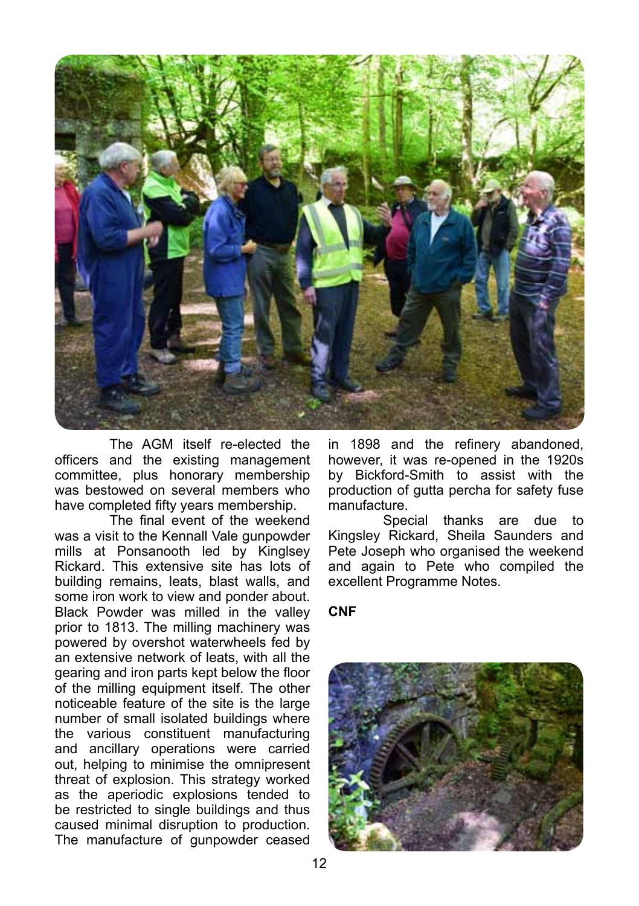The AGM itself re-elected the officers and the existing management committee, plus honorary membership was bestowed on several members who have completed fifty years membership.

The final event of the weekend was a visit to the Kennall Vale gunpowder mills at Ponsanooth led by Kinglsey Rickard. This extensive site has lots of building remains, leats, blast walls, and some iron work to view and ponder about. Black Powder was milled in the valley prior to 1813. The milling machinery was powered by overshot waterwheels fed by an extensive network of leats, with all the gearing and iron parts kept below the floor of the milling equipment itself. The other noticeable feature of the site is the large number of small isolated buildings where the various constituent manufacturing and ancillary operations were carried out, helping to minimise the omnipresent threat of explosion. This strategy worked as the aperiodic explosions tended to be restricted to single buildings and thus caused minimal disruption to production. The manufacture of gunpowder ceased in 1898 and the refinery abandoned, however, it was re-opened in the 1920s by Bickford-Smith to assist with the production of gutta percha for safety fuse manufacture.

Special thanks are due to Kingsley Rickard, Sheila Saunders and Pete Joseph who organised the weekend and again to Pete who compiled the excellent Programme Notes.

**CNF**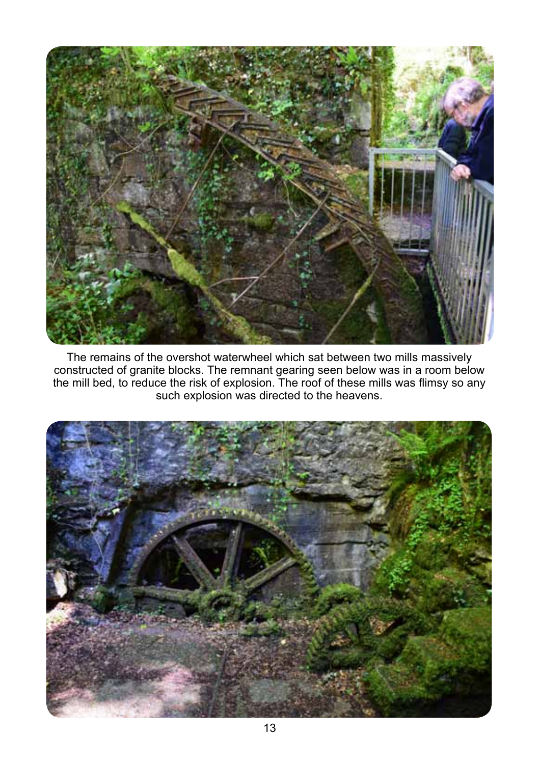The remains of the overshot waterwheel which sat between two mills massively constructed of granite blocks. The remnant gearing seen below was in a room below the mill bed, to reduce the risk of explosion. The roof of these mills was flimsy so any such explosion was directed to the heavens.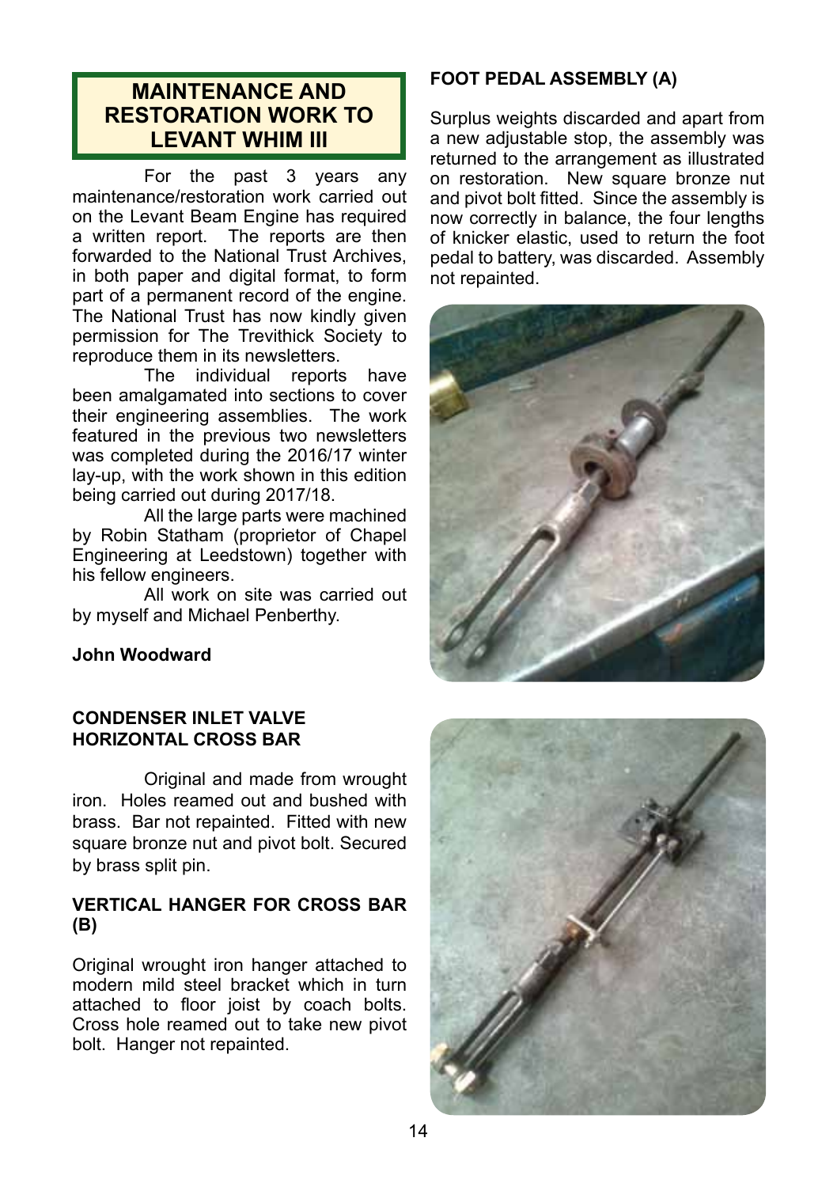## MAINTENANCE AND RESTORATION WORK TO LEVANT WHIM III

For the past 3 years any maintenance/restoration work carried out on the Levant Beam Engine has required a written report. The reports are then forwarded to the National Trust Archives, in both paper and digital format, to form part of a permanent record of the engine. The National Trust has now kindly given permission for The Trevithick Society to reproduce them in its newsletters.

The individual reports have been amalgamated into sections to cover their engineering assemblies. The work featured in the previous two newsletters was completed during the 2016/17 winter lay-up, with the work shown in this edition being carried out during 2017/18.

All the large parts were machined by Robin Statham (proprietor of Chapel Engineering at Leedstown) together with his fellow engineers.

All work on site was carried out by myself and Michael Penberthy.

**John Woodward**

### CONDENSER INLET VALVE HORIZONTAL CROSS BAR

Original and made from wrought iron. Holes reamed out and bushed with brass. Bar not repainted. Fitted with new square bronze nut and pivot bolt. Secured by brass split pin.

### VERTICAL HANGER FOR CROSS BAR (B)

Original wrought iron hanger attached to modern mild steel bracket which in turn attached to floor joist by coach bolts. Cross hole reamed out to take new pivot bolt. Hanger not repainted.

### FOOT PEDAL ASSEMBLY (A)

Surplus weights discarded and apart from a new adjustable stop, the assembly was returned to the arrangement as illustrated on restoration. New square bronze nut and pivot bolt fitted. Since the assembly is now correctly in balance, the four lengths of knicker elastic, used to return the foot pedal to battery, was discarded. Assembly not repainted.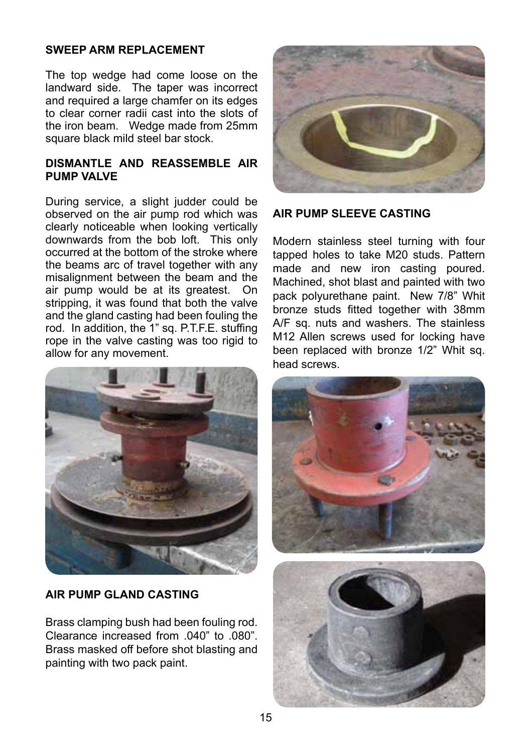## SWEEP ARM REPLACEMENT

The top wedge had come loose on the landward side. The taper was incorrect and required a large chamfer on its edges to clear corner radii cast into the slots of the iron beam. Wedge made from 25mm square black mild steel bar stock.

## DISMANTLE AND REASSEMBLE AIR PUMP VALVE

During service, a slight judder could be observed on the air pump rod which was clearly noticeable when looking vertically downwards from the bob loft. This only occurred at the bottom of the stroke where the beams arc of travel together with any misalignment between the beam and the air pump would be at its greatest. On stripping, it was found that both the valve and the gland casting had been fouling the rod. In addition, the 1" sq. P.T.F.E. stuffing rope in the valve casting was too rigid to allow for any movement.

## AIR PUMP GLAND CASTING

Brass clamping bush had been fouling rod. Clearance increased from .040" to .080". Brass masked off before shot blasting and painting with two pack paint.

## AIR PUMP SLEEVE CASTING

Modern stainless steel turning with four tapped holes to take M20 studs. Pattern made and new iron casting poured. Machined, shot blast and painted with two pack polyurethane paint. New 7/8" Whit bronze studs fitted together with 38mm A/F sq. nuts and washers. The stainless M12 Allen screws used for locking have been replaced with bronze 1/2" Whit sq. head screws.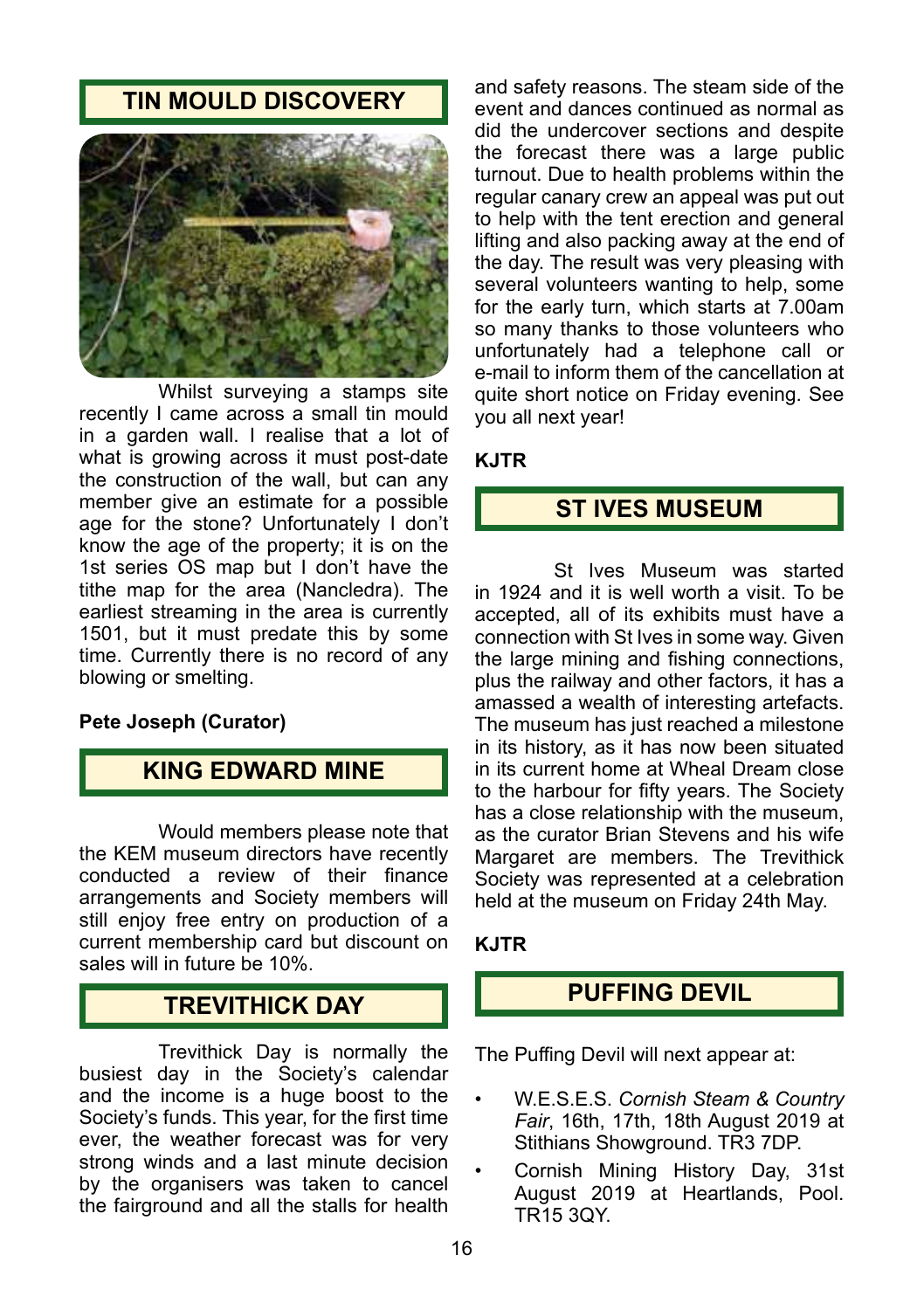## TIN MOULD DISCOVERY

Whilst surveying a stamps site recently I came across a small tin mould in a garden wall. I realise that a lot of what is growing across it must post-date the construction of the wall, but can any member give an estimate for a possible age for the stone? Unfortunately I don't know the age of the property; it is on the 1st series OS map but I don't have the tithe map for the area (Nancledra). The earliest streaming in the area is currently 1501, but it must predate this by some time. Currently there is no record of any blowing or smelting.

**Pete Joseph (Curator)**

## KING EDWARD MINE

Would members please note that the KEM museum directors have recently conducted a review of their finance arrangements and Society members will still enjoy free entry on production of a current membership card but discount on sales will in future be 10%.

## TREVITHICK DAY

Trevithick Day is normally the busiest day in the Society's calendar and the income is a huge boost to the Society's funds. This year, for the first time ever, the weather forecast was for very strong winds and a last minute decision by the organisers was taken to cancel the fairground and all the stalls for health and safety reasons. The steam side of the event and dances continued as normal as did the undercover sections and despite the forecast there was a large public turnout. Due to health problems within the regular canary crew an appeal was put out to help with the tent erection and general lifting and also packing away at the end of the day. The result was very pleasing with several volunteers wanting to help, some for the early turn, which starts at 7.00am so many thanks to those volunteers who unfortunately had a telephone call or e-mail to inform them of the cancellation at quite short notice on Friday evening. See you all next year!

**KJTR**

## ST IVES MUSEUM

St Ives Museum was started in 1924 and it is well worth a visit. To be accepted, all of its exhibits must have a connection with St Ives in some way. Given the large mining and fishing connections, plus the railway and other factors, it has a amassed a wealth of interesting artefacts. The museum has just reached a milestone in its history, as it has now been situated in its current home at Wheal Dream close to the harbour for fifty years. The Society has a close relationship with the museum, as the curator Brian Stevens and his wife Margaret are members. The Trevithick Society was represented at a celebration held at the museum on Friday 24th May.

**KJTR**

## PUFFING DEVIL

The Puffing Devil will next appear at:

- W.E.S.E.S. *Cornish Steam & Country Fair*, 16th, 17th, 18th August 2019 at Stithians Showground. TR3 7DP.
- Cornish Mining History Day, 31st August 2019 at Heartlands, Pool. TR15 3QY.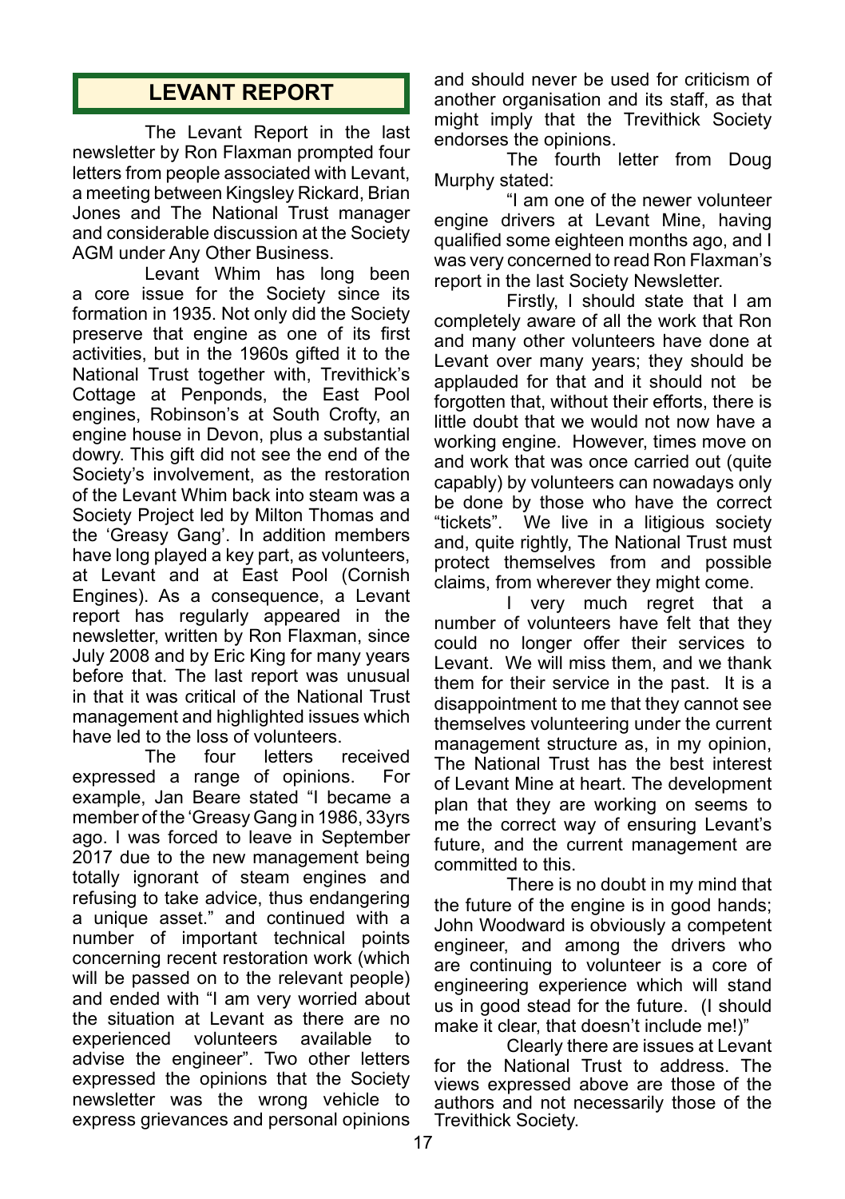## LEVANT REPORT

The Levant Report in the last newsletter by Ron Flaxman prompted four letters from people associated with Levant, a meeting between Kingsley Rickard, Brian Jones and The National Trust manager and considerable discussion at the Society AGM under Any Other Business.

Levant Whim has long been a core issue for the Society since its formation in 1935. Not only did the Society preserve that engine as one of its first activities, but in the 1960s gifted it to the National Trust together with, Trevithick's Cottage at Penponds, the East Pool engines, Robinson's at South Crofty, an engine house in Devon, plus a substantial dowry. This gift did not see the end of the Society's involvement, as the restoration of the Levant Whim back into steam was a Society Project led by Milton Thomas and the 'Greasy Gang'. In addition members have long played a key part, as volunteers, at Levant and at East Pool (Cornish Engines). As a consequence, a Levant report has regularly appeared in the newsletter, written by Ron Flaxman, since July 2008 and by Eric King for many years before that. The last report was unusual in that it was critical of the National Trust management and highlighted issues which have led to the loss of volunteers.

The four letters received expressed a range of opinions. For example, Jan Beare stated "I became a member of the 'Greasy Gang in 1986, 33yrs ago. I was forced to leave in September 2017 due to the new management being totally ignorant of steam engines and refusing to take advice, thus endangering a unique asset." and continued with a number of important technical points concerning recent restoration work (which will be passed on to the relevant people) and ended with "I am very worried about the situation at Levant as there are no experienced volunteers available to advise the engineer". Two other letters expressed the opinions that the Society newsletter was the wrong vehicle to express grievances and personal opinions and should never be used for criticism of another organisation and its staff, as that might imply that the Trevithick Society endorses the opinions.

The fourth letter from Doug Murphy stated:

"I am one of the newer volunteer engine drivers at Levant Mine, having qualified some eighteen months ago, and I was very concerned to read Ron Flaxman's report in the last Society Newsletter.

Firstly, I should state that I am completely aware of all the work that Ron and many other volunteers have done at Levant over many years; they should be applauded for that and it should not be forgotten that, without their efforts, there is little doubt that we would not now have a working engine. However, times move on and work that was once carried out (quite capably) by volunteers can nowadays only be done by those who have the correct "tickets". We live in a litigious society and, quite rightly, The National Trust must protect themselves from and possible claims, from wherever they might come.

I very much regret that a number of volunteers have felt that they could no longer offer their services to Levant. We will miss them, and we thank them for their service in the past. It is a disappointment to me that they cannot see themselves volunteering under the current management structure as, in my opinion, The National Trust has the best interest of Levant Mine at heart. The development plan that they are working on seems to me the correct way of ensuring Levant's future, and the current management are committed to this.

There is no doubt in my mind that the future of the engine is in good hands; John Woodward is obviously a competent engineer, and among the drivers who are continuing to volunteer is a core of engineering experience which will stand us in good stead for the future. (I should make it clear, that doesn't include me!)"

Clearly there are issues at Levant for the National Trust to address. The views expressed above are those of the authors and not necessarily those of the Trevithick Society.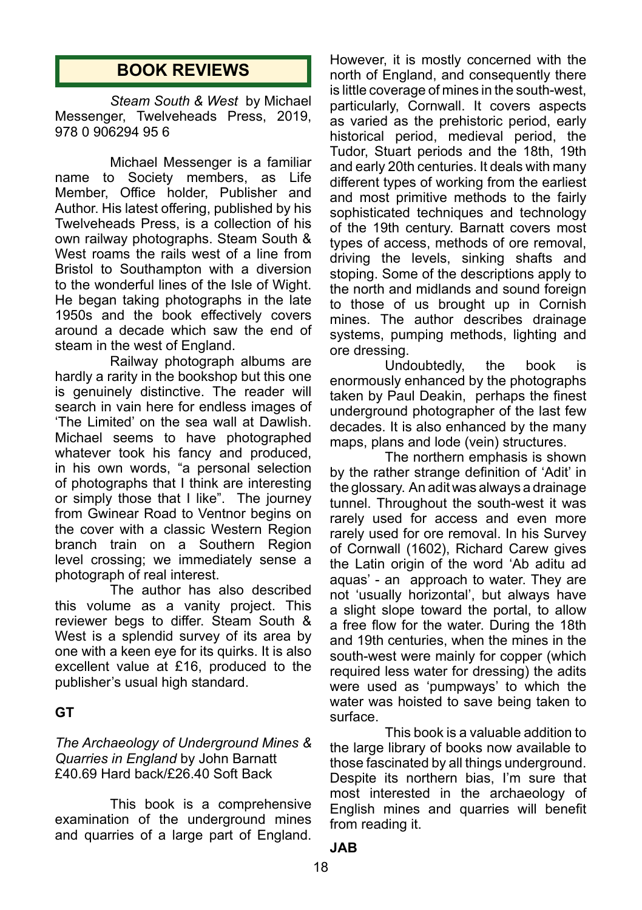## BOOK REVIEWS

*Steam South & West* by Michael Messenger, Twelveheads Press, 2019, 978 0 906294 95 6

Michael Messenger is a familiar name to Society members, as Life Member, Office holder, Publisher and Author. His latest offering, published by his Twelveheads Press, is a collection of his own railway photographs. Steam South & West roams the rails west of a line from Bristol to Southampton with a diversion to the wonderful lines of the Isle of Wight. He began taking photographs in the late 1950s and the book effectively covers around a decade which saw the end of steam in the west of England.

Railway photograph albums are hardly a rarity in the bookshop but this one is genuinely distinctive. The reader will search in vain here for endless images of 'The Limited' on the sea wall at Dawlish. Michael seems to have photographed whatever took his fancy and produced, in his own words, "a personal selection of photographs that I think are interesting or simply those that I like". The journey from Gwinear Road to Ventnor begins on the cover with a classic Western Region branch train on a Southern Region level crossing; we immediately sense a photograph of real interest.

The author has also described this volume as a vanity project. This reviewer begs to differ. Steam South & West is a splendid survey of its area by one with a keen eye for its quirks. It is also excellent value at £16, produced to the publisher's usual high standard.

**GT**

*The Archaeology of Underground Mines & Quarries in England* by John Barnatt
£40.69 Hard back/£26.40 Soft Back

This book is a comprehensive examination of the underground mines and quarries of a large part of England. However, it is mostly concerned with the north of England, and consequently there is little coverage of mines in the south-west, particularly, Cornwall. It covers aspects as varied as the prehistoric period, early historical period, medieval period, the Tudor, Stuart periods and the 18th, 19th and early 20th centuries. It deals with many different types of working from the earliest and most primitive methods to the fairly sophisticated techniques and technology of the 19th century. Barnatt covers most types of access, methods of ore removal, driving the levels, sinking shafts and stoping. Some of the descriptions apply to the north and midlands and sound foreign to those of us brought up in Cornish mines. The author describes drainage systems, pumping methods, lighting and ore dressing.

Undoubtedly, the book is enormously enhanced by the photographs taken by Paul Deakin, perhaps the finest underground photographer of the last few decades. It is also enhanced by the many maps, plans and lode (vein) structures.

The northern emphasis is shown by the rather strange definition of 'Adit' in the glossary. An adit was always a drainage tunnel. Throughout the south-west it was rarely used for access and even more rarely used for ore removal. In his Survey of Cornwall (1602), Richard Carew gives the Latin origin of the word 'Ab aditu ad aquas' - an approach to water. They are not 'usually horizontal', but always have a slight slope toward the portal, to allow a free flow for the water. During the 18th and 19th centuries, when the mines in the south-west were mainly for copper (which required less water for dressing) the adits were used as 'pumpways' to which the water was hoisted to save being taken to surface.

This book is a valuable addition to the large library of books now available to those fascinated by all things underground. Despite its northern bias, I'm sure that most interested in the archaeology of English mines and quarries will benefit from reading it.

**JAB**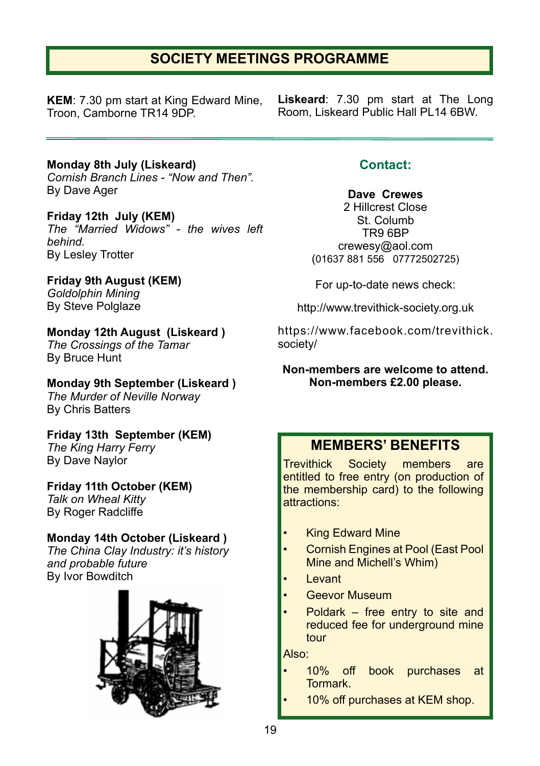# SOCIETY MEETINGS PROGRAMME

**KEM**: 7.30 pm start at King Edward Mine, Troon, Camborne TR14 9DP.

**Liskeard**: 7.30 pm start at The Long Room, Liskeard Public Hall PL14 6BW.

---

**Monday 8th July (Liskeard)**
*Cornish Branch Lines - "Now and Then".*
By Dave Ager

**Friday 12th July (KEM)**
*The "Married Widows" - the wives left behind.*
By Lesley Trotter

**Friday 9th August (KEM)**
*Goldolphin Mining*
By Steve Polglaze

**Monday 12th August (Liskeard )**
*The Crossings of the Tamar*
By Bruce Hunt

**Monday 9th September (Liskeard )**
*The Murder of Neville Norway*
By Chris Batters

**Friday 13th September (KEM)**
*The King Harry Ferry*
By Dave Naylor

**Friday 11th October (KEM)**
*Talk on Wheal Kitty*
By Roger Radcliffe

**Monday 14th October (Liskeard )**
*The China Clay Industry: it's history and probable future*
By Ivor Bowditch

## Contact:

**Dave Crewes**
2 Hillcrest Close
St. Columb
TR9 6BP
crewesy@aol.com
(01637 881 556 07772502725)

For up-to-date news check:

http://www.trevithick-society.org.uk

https://www.facebook.com/trevithick.society/

**Non-members are welcome to attend.**
**Non-members £2.00 please.**

## MEMBERS' BENEFITS

Trevithick Society members are entitled to free entry (on production of the membership card) to the following attractions:

- King Edward Mine
- Cornish Engines at Pool (East Pool Mine and Michell's Whim)
- Levant
- Geevor Museum
- Poldark – free entry to site and reduced fee for underground mine tour

Also:

- 10% off book purchases at Tormark.
- 10% off purchases at KEM shop.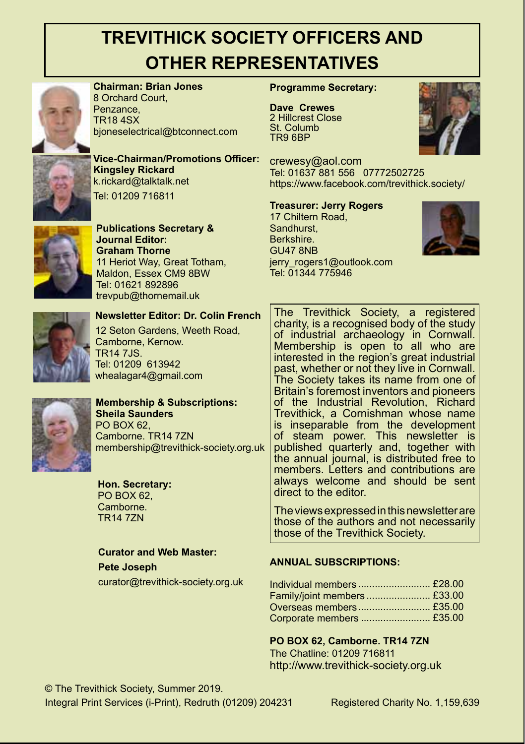# TREVITHICK SOCIETY OFFICERS AND OTHER REPRESENTATIVES

**Chairman: Brian Jones**
8 Orchard Court,
Penzance,
TR18 4SX
bjoneselectrical@btconnect.com

**Vice-Chairman/Promotions Officer:**
**Kingsley Rickard**
k.rickard@talktalk.net
Tel: 01209 716811

**Publications Secretary & Journal Editor:**
**Graham Thorne**
11 Heriot Way, Great Totham,
Maldon, Essex CM9 8BW
Tel: 01621 892896
trevpub@thornemail.uk

**Newsletter Editor: Dr. Colin French**
12 Seton Gardens, Weeth Road,
Camborne, Kernow.
TR14 7JS.
Tel: 01209 613942
whealagar4@gmail.com

**Membership & Subscriptions:**
**Sheila Saunders**
PO BOX 62,
Camborne. TR14 7ZN
membership@trevithick-society.org.uk

**Hon. Secretary:**
PO BOX 62,
Camborne.
TR14 7ZN

**Curator and Web Master:**
**Pete Joseph**
curator@trevithick-society.org.uk

**Programme Secretary:**

**Dave Crewes**
2 Hillcrest Close
St. Columb
TR9 6BP
crewesy@aol.com
Tel: 01637 881 556 07772502725
https://www.facebook.com/trevithick.society/

**Treasurer: Jerry Rogers**
17 Chiltern Road,
Sandhurst,
Berkshire.
GU47 8NB
jerry_rogers1@outlook.com
Tel: 01344 775946

The Trevithick Society, a registered charity, is a recognised body of the study of industrial archaeology in Cornwall. Membership is open to all who are interested in the region's great industrial past, whether or not they live in Cornwall. The Society takes its name from one of Britain's foremost inventors and pioneers of the Industrial Revolution, Richard Trevithick, a Cornishman whose name is inseparable from the development of steam power. This newsletter is published quarterly and, together with the annual journal, is distributed free to members. Letters and contributions are always welcome and should be sent direct to the editor.

The views expressed in this newsletter are those of the authors and not necessarily those of the Trevithick Society.

**ANNUAL SUBSCRIPTIONS:**

| | |
|---|---|
| Individual members | £28.00 |
| Family/joint members | £33.00 |
| Overseas members | £35.00 |
| Corporate members | £35.00 |

**PO BOX 62, Camborne. TR14 7ZN**
The Chatline: 01209 716811
http://www.trevithick-society.org.uk

© The Trevithick Society, Summer 2019.
Integral Print Services (i-Print), Redruth (01209) 204231

Registered Charity No. 1,159,639